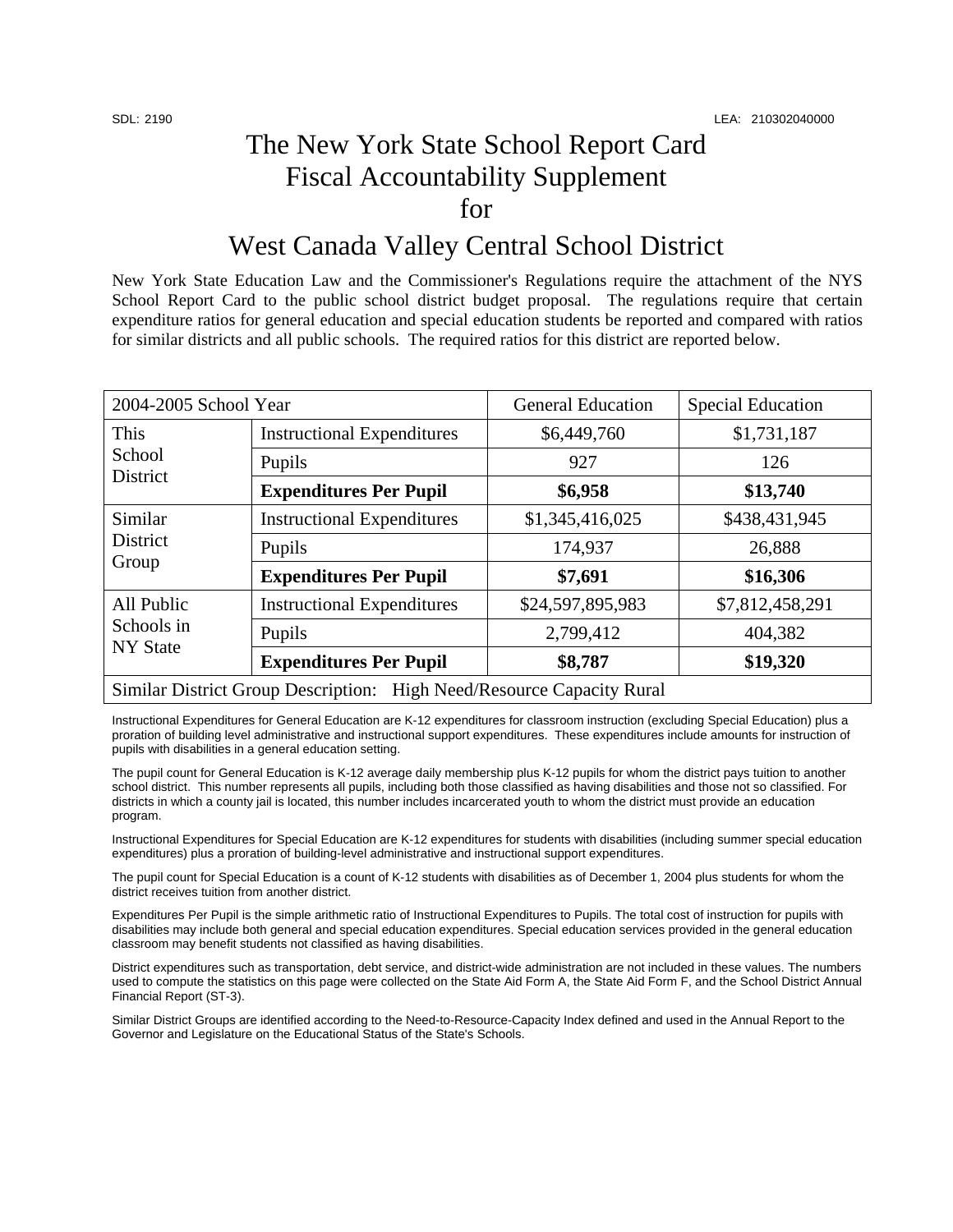SDL: 2190 LEA: 210302040000

# The New York State School Report Card Fiscal Accountability Supplement for

# West Canada Valley Central School District

New York State Education Law and the Commissioner's Regulations require the attachment of the NYS School Report Card to the public school district budget proposal. The regulations require that certain expenditure ratios for general education and special education students be reported and compared with ratios for similar districts and all public schools. The required ratios for this district are reported below.

| 2004-2005 School Year | | General Education | Special Education |
|---|---|---|---|
| This School District | Instructional Expenditures | $6,449,760 | $1,731,187 |
| | Pupils | 927 | 126 |
| | **Expenditures Per Pupil** | **$6,958** | **$13,740** |
| Similar District Group | Instructional Expenditures | $1,345,416,025 | $438,431,945 |
| | Pupils | 174,937 | 26,888 |
| | **Expenditures Per Pupil** | **$7,691** | **$16,306** |
| All Public Schools in NY State | Instructional Expenditures | $24,597,895,983 | $7,812,458,291 |
| | Pupils | 2,799,412 | 404,382 |
| | **Expenditures Per Pupil** | **$8,787** | **$19,320** |
| Similar District Group Description: High Need/Resource Capacity Rural | | | |

Instructional Expenditures for General Education are K-12 expenditures for classroom instruction (excluding Special Education) plus a proration of building level administrative and instructional support expenditures. These expenditures include amounts for instruction of pupils with disabilities in a general education setting.

The pupil count for General Education is K-12 average daily membership plus K-12 pupils for whom the district pays tuition to another school district. This number represents all pupils, including both those classified as having disabilities and those not so classified. For districts in which a county jail is located, this number includes incarcerated youth to whom the district must provide an education program.

Instructional Expenditures for Special Education are K-12 expenditures for students with disabilities (including summer special education expenditures) plus a proration of building-level administrative and instructional support expenditures.

The pupil count for Special Education is a count of K-12 students with disabilities as of December 1, 2004 plus students for whom the district receives tuition from another district.

Expenditures Per Pupil is the simple arithmetic ratio of Instructional Expenditures to Pupils. The total cost of instruction for pupils with disabilities may include both general and special education expenditures. Special education services provided in the general education classroom may benefit students not classified as having disabilities.

District expenditures such as transportation, debt service, and district-wide administration are not included in these values. The numbers used to compute the statistics on this page were collected on the State Aid Form A, the State Aid Form F, and the School District Annual Financial Report (ST-3).

Similar District Groups are identified according to the Need-to-Resource-Capacity Index defined and used in the Annual Report to the Governor and Legislature on the Educational Status of the State's Schools.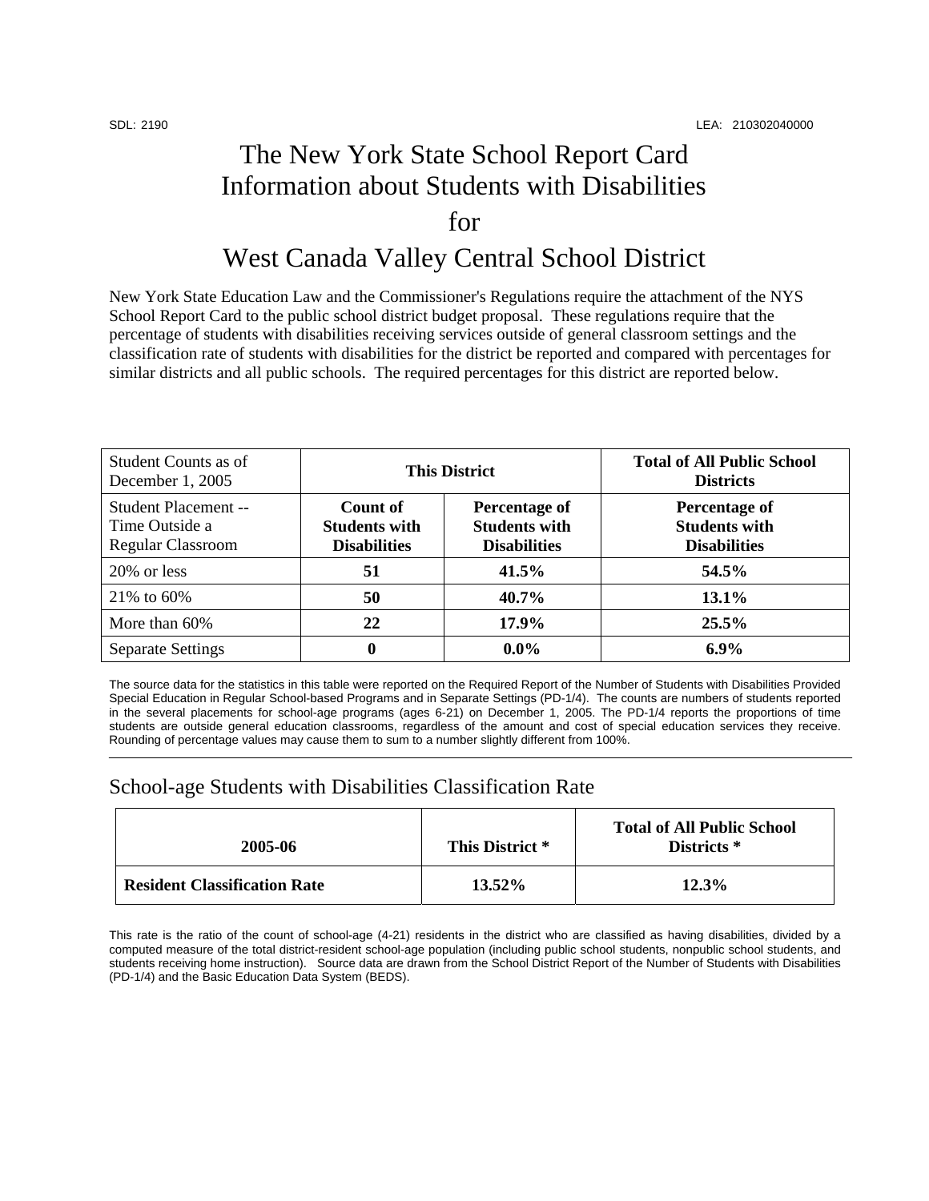SDL: 2190 LEA: 210302040000

# The New York State School Report Card Information about Students with Disabilities for West Canada Valley Central School District

New York State Education Law and the Commissioner's Regulations require the attachment of the NYS School Report Card to the public school district budget proposal. These regulations require that the percentage of students with disabilities receiving services outside of general classroom settings and the classification rate of students with disabilities for the district be reported and compared with percentages for similar districts and all public schools. The required percentages for this district are reported below.

| Student Counts as of December 1, 2005 | This District | | Total of All Public School Districts |
|---|---|---|---|
| Student Placement -- Time Outside a Regular Classroom | **Count of Students with Disabilities** | **Percentage of Students with Disabilities** | **Percentage of Students with Disabilities** |
| 20% or less | **51** | **41.5%** | **54.5%** |
| 21% to 60% | **50** | **40.7%** | **13.1%** |
| More than 60% | **22** | **17.9%** | **25.5%** |
| Separate Settings | **0** | **0.0%** | **6.9%** |

The source data for the statistics in this table were reported on the Required Report of the Number of Students with Disabilities Provided Special Education in Regular School-based Programs and in Separate Settings (PD-1/4). The counts are numbers of students reported in the several placements for school-age programs (ages 6-21) on December 1, 2005. The PD-1/4 reports the proportions of time students are outside general education classrooms, regardless of the amount and cost of special education services they receive. Rounding of percentage values may cause them to sum to a number slightly different from 100%.

## School-age Students with Disabilities Classification Rate

| 2005-06 | This District * | Total of All Public School Districts * |
|---|---|---|
| **Resident Classification Rate** | **13.52%** | **12.3%** |

This rate is the ratio of the count of school-age (4-21) residents in the district who are classified as having disabilities, divided by a computed measure of the total district-resident school-age population (including public school students, nonpublic school students, and students receiving home instruction). Source data are drawn from the School District Report of the Number of Students with Disabilities (PD-1/4) and the Basic Education Data System (BEDS).